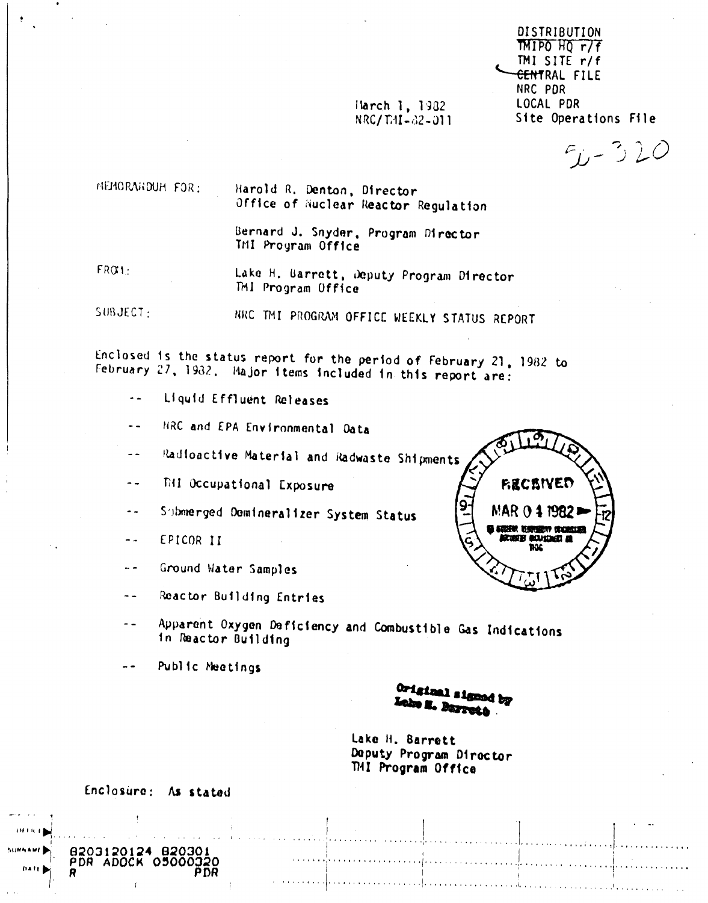DISTRIBUTION
TMIPO HQ r/f
TMI SITE r/f
CENTRAL FILE
NRC PDR
LOCAL PDR
Site Operations File

50-320

March 1, 1982
NRC/TMI-82-011

MEMORANDUM FOR: Harold R. Denton, Director
Office of Nuclear Reactor Regulation

Bernard J. Snyder, Program Director
TMI Program Office

FROM: Lake H. Barrett, Deputy Program Director
TMI Program Office

SUBJECT: NRC TMI PROGRAM OFFICE WEEKLY STATUS REPORT

Enclosed is the status report for the period of February 21, 1982 to February 27, 1982. Major items included in this report are:

- Liquid Effluent Releases
- NRC and EPA Environmental Data
- Radioactive Material and Radwaste Shipments
- TMI Occupational Exposure
- Submerged Demineralizer System Status
- EPICOR II
- Ground Water Samples
- Reactor Building Entries
- Apparent Oxygen Deficiency and Combustible Gas Indications in Reactor Building
- Public Meetings

RECEIVED
MAR 04 1982

Original signed by
Lake H. Barrett

Lake H. Barrett
Deputy Program Director
TMI Program Office

Enclosure: As stated

8203120124 820301
PDR ADOCK 05000320
R PDR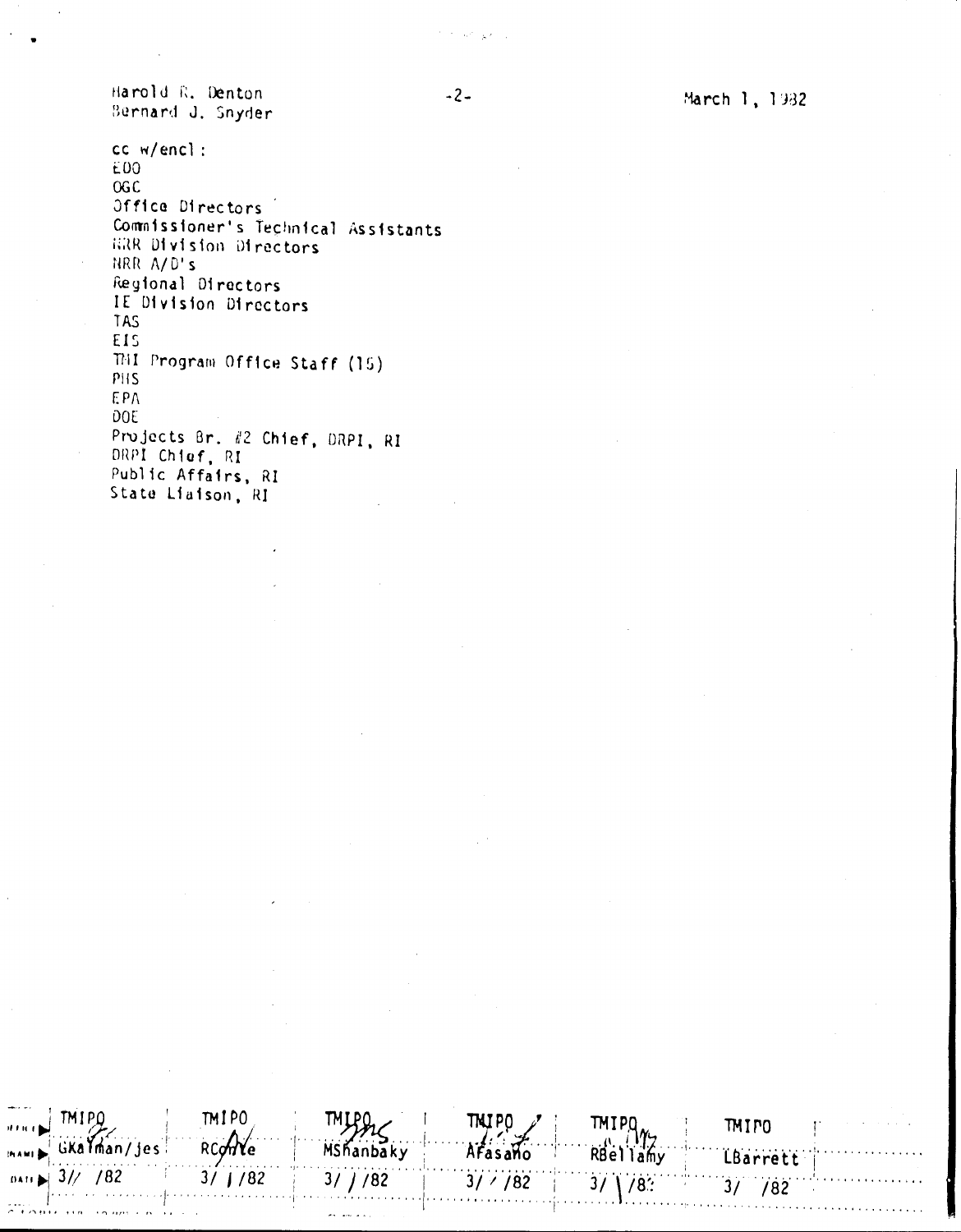Harold R. Denton
Bernard J. Snyder

March 1, 1982

cc w/encl:
EDO
OGC
Office Directors
Commissioner's Technical Assistants
NRR Division Directors
NRR A/D's
Regional Directors
IE Division Directors
TAS
EIS
TMI Program Office Staff (15)
PHS
EPA
DOE
Projects Br. #2 Chief, DRPI, RI
DRPI Chief, RI
Public Affairs, RI
State Liaison, RI

| OFFICE | TMIPO | TMIPO | TMIPO | TMIPO | TMIPO | TMIPO |
|---|---|---|---|---|---|---|
| NAME | GKalman/jes | RConte | MShanbaky | AFasano | RBellamy | LBarrett |
| DATE | 3/ /82 | 3/ /82 | 3/ /82 | 3/ /82 | 3/ /82 | 3/ /82 |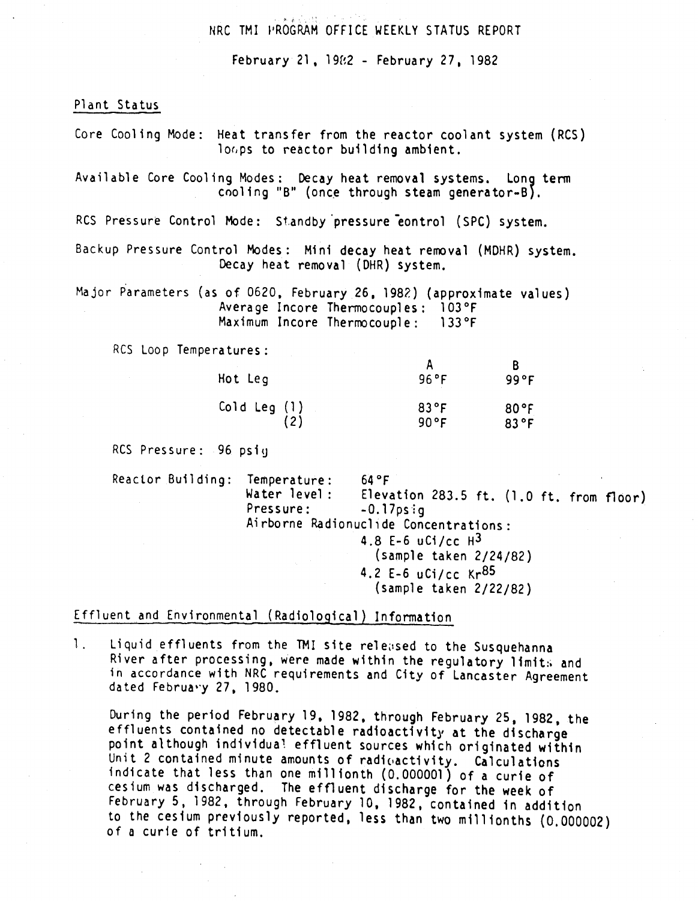NRC TMI PROGRAM OFFICE WEEKLY STATUS REPORT

February 21, 1982 - February 27, 1982

## Plant Status

Core Cooling Mode: Heat transfer from the reactor coolant system (RCS) loops to reactor building ambient.

Available Core Cooling Modes: Decay heat removal systems. Long term cooling "B" (once through steam generator-B).

RCS Pressure Control Mode: Standby pressure control (SPC) system.

Backup Pressure Control Modes: Mini decay heat removal (MDHR) system. Decay heat removal (DHR) system.

Major Parameters (as of 0620, February 26, 1982) (approximate values)
Average Incore Thermocouples: 103°F
Maximum Incore Thermocouple: 133°F

RCS Loop Temperatures:

| | | A | B |
|---|---|---|---|
| Hot Leg | | 96°F | 99°F |
| Cold Leg | (1) | 83°F | 80°F |
| | (2) | 90°F | 83°F |

RCS Pressure: 96 psig

Reactor Building: Temperature: 64°F
Water level: Elevation 283.5 ft. (1.0 ft. from floor)
Pressure: -0.17psig
Airborne Radionuclide Concentrations:
4.8 E-6 uCi/cc $H^3$
(sample taken 2/24/82)
4.2 E-6 uCi/cc $Kr^{85}$
(sample taken 2/22/82)

## Effluent and Environmental (Radiological) Information

1. Liquid effluents from the TMI site released to the Susquehanna River after processing, were made within the regulatory limits and in accordance with NRC requirements and City of Lancaster Agreement dated February 27, 1980.

   During the period February 19, 1982, through February 25, 1982, the effluents contained no detectable radioactivity at the discharge point although individual effluent sources which originated within Unit 2 contained minute amounts of radioactivity. Calculations indicate that less than one millionth (0.000001) of a curie of cesium was discharged. The effluent discharge for the week of February 5, 1982, through February 10, 1982, contained in addition to the cesium previously reported, less than two millionths (0.000002) of a curie of tritium.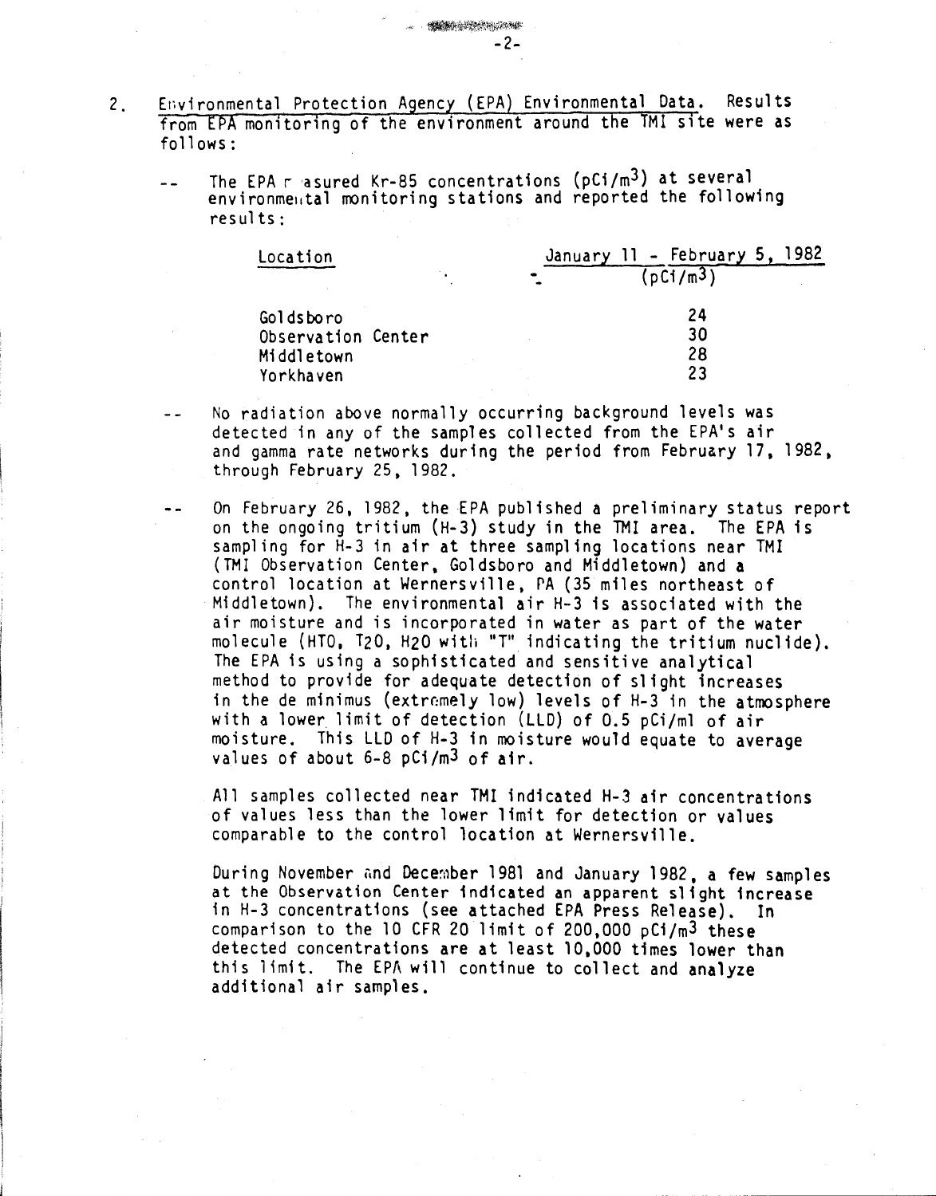2. Environmental Protection Agency (EPA) Environmental Data. Results from EPA monitoring of the environment around the TMI site were as follows:

-- The EPA measured Kr-85 concentrations (pCi/$m^3$) at several environmental monitoring stations and reported the following results:

| Location | January 11 - February 5, 1982 (pCi/$m^3$) |
|---|---|
| Goldsboro | 24 |
| Observation Center | 30 |
| Middletown | 28 |
| Yorkhaven | 23 |

-- No radiation above normally occurring background levels was detected in any of the samples collected from the EPA's air and gamma rate networks during the period from February 17, 1982, through February 25, 1982.

-- On February 26, 1982, the EPA published a preliminary status report on the ongoing tritium (H-3) study in the TMI area. The EPA is sampling for H-3 in air at three sampling locations near TMI (TMI Observation Center, Goldsboro and Middletown) and a control location at Wernersville, PA (35 miles northeast of Middletown). The environmental air H-3 is associated with the air moisture and is incorporated in water as part of the water molecule (HTO, $T_2O$, $H_2O$ with "T" indicating the tritium nuclide). The EPA is using a sophisticated and sensitive analytical method to provide for adequate detection of slight increases in the de minimus (extremely low) levels of H-3 in the atmosphere with a lower limit of detection (LLD) of 0.5 pCi/ml of air moisture. This LLD of H-3 in moisture would equate to average values of about 6-8 pCi/$m^3$ of air.

All samples collected near TMI indicated H-3 air concentrations of values less than the lower limit for detection or values comparable to the control location at Wernersville.

During November and December 1981 and January 1982, a few samples at the Observation Center indicated an apparent slight increase in H-3 concentrations (see attached EPA Press Release). In comparison to the 10 CFR 20 limit of 200,000 pCi/$m^3$ these detected concentrations are at least 10,000 times lower than this limit. The EPA will continue to collect and analyze additional air samples.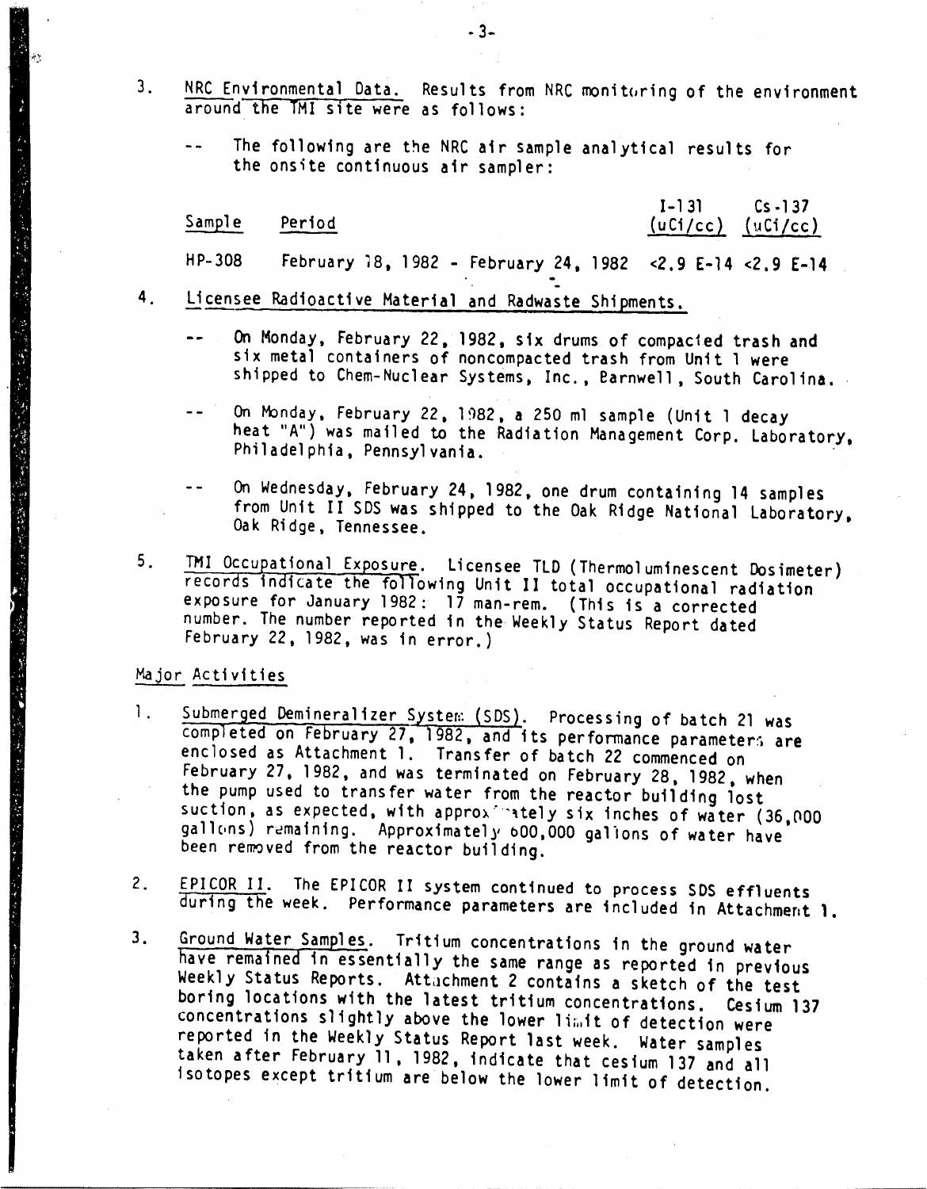3. NRC Environmental Data. Results from NRC monitoring of the environment around the TMI site were as follows:

   -- The following are the NRC air sample analytical results for the onsite continuous air sampler:

| Sample | Period | I-131 (uCi/cc) | Cs-137 (uCi/cc) |
|---|---|---|---|
| HP-308 | February 18, 1982 - February 24, 1982 | <2.9 E-14 | <2.9 E-14 |

4. Licensee Radioactive Material and Radwaste Shipments.

   -- On Monday, February 22, 1982, six drums of compacted trash and six metal containers of noncompacted trash from Unit 1 were shipped to Chem-Nuclear Systems, Inc., Barnwell, South Carolina.

   -- On Monday, February 22, 1982, a 250 ml sample (Unit 1 decay heat "A") was mailed to the Radiation Management Corp. Laboratory, Philadelphia, Pennsylvania.

   -- On Wednesday, February 24, 1982, one drum containing 14 samples from Unit II SDS was shipped to the Oak Ridge National Laboratory, Oak Ridge, Tennessee.

5. TMI Occupational Exposure. Licensee TLD (Thermoluminescent Dosimeter) records indicate the following Unit II total occupational radiation exposure for January 1982: 17 man-rem. (This is a corrected number. The number reported in the Weekly Status Report dated February 22, 1982, was in error.)

Major Activities

1. Submerged Demineralizer System (SDS). Processing of batch 21 was completed on February 27, 1982, and its performance parameters are enclosed as Attachment 1. Transfer of batch 22 commenced on February 27, 1982, and was terminated on February 28, 1982, when the pump used to transfer water from the reactor building lost suction, as expected, with approximately six inches of water (36,000 gallons) remaining. Approximately 600,000 gallons of water have been removed from the reactor building.

2. EPICOR II. The EPICOR II system continued to process SDS effluents during the week. Performance parameters are included in Attachment 1.

3. Ground Water Samples. Tritium concentrations in the ground water have remained in essentially the same range as reported in previous Weekly Status Reports. Attachment 2 contains a sketch of the test boring locations with the latest tritium concentrations. Cesium 137 concentrations slightly above the lower limit of detection were reported in the Weekly Status Report last week. Water samples taken after February 11, 1982, indicate that cesium 137 and all isotopes except tritium are below the lower limit of detection.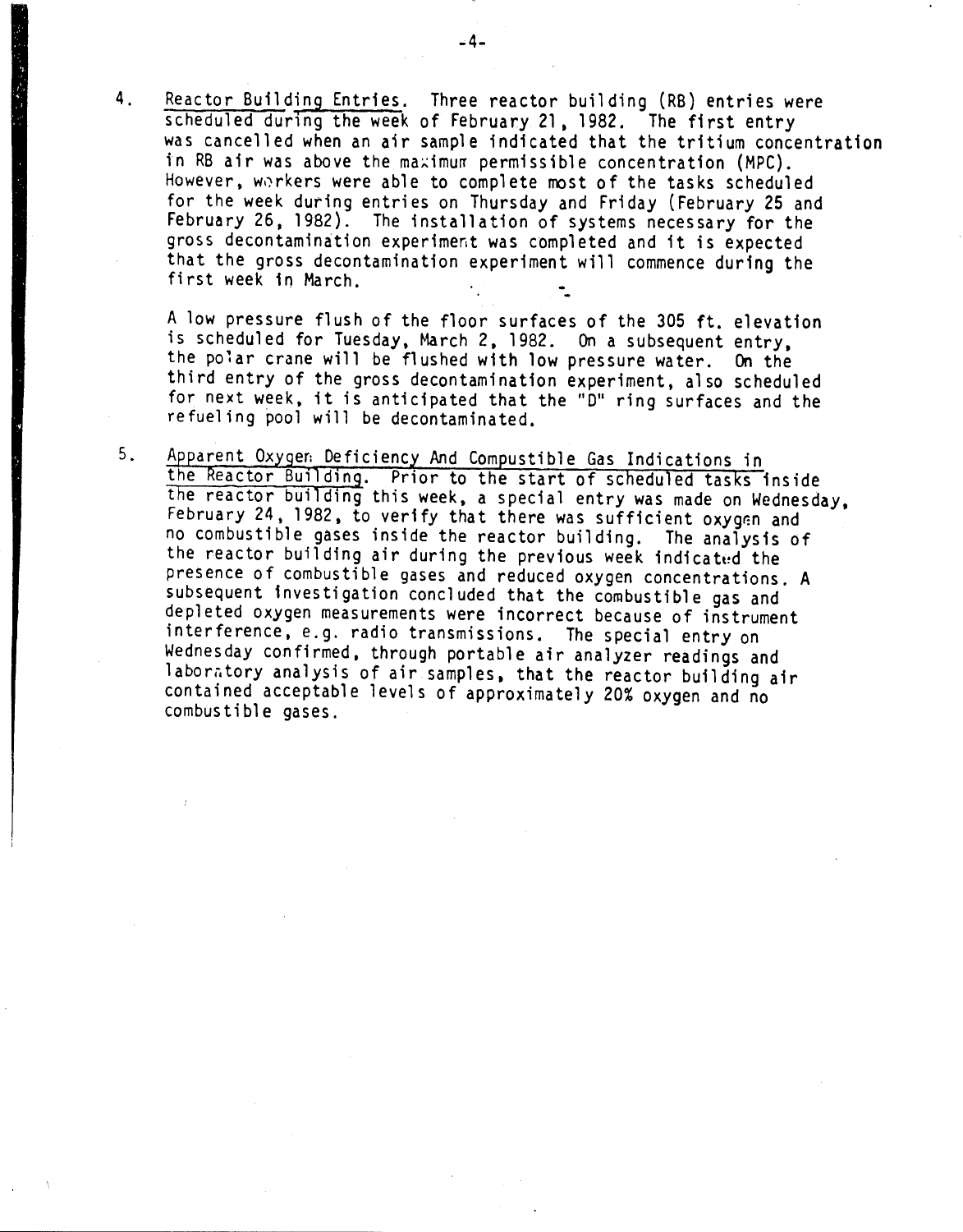4. Reactor Building Entries. Three reactor building (RB) entries were scheduled during the week of February 21, 1982. The first entry was cancelled when an air sample indicated that the tritium concentration in RB air was above the maximum permissible concentration (MPC). However, workers were able to complete most of the tasks scheduled for the week during entries on Thursday and Friday (February 25 and February 26, 1982). The installation of systems necessary for the gross decontamination experiment was completed and it is expected that the gross decontamination experiment will commence during the first week in March.

   A low pressure flush of the floor surfaces of the 305 ft. elevation is scheduled for Tuesday, March 2, 1982. On a subsequent entry, the polar crane will be flushed with low pressure water. On the third entry of the gross decontamination experiment, also scheduled for next week, it is anticipated that the "D" ring surfaces and the refueling pool will be decontaminated.

5. Apparent Oxygen Deficiency And Compustible Gas Indications in the Reactor Building. Prior to the start of scheduled tasks inside the reactor building this week, a special entry was made on Wednesday, February 24, 1982, to verify that there was sufficient oxygen and no combustible gases inside the reactor building. The analysis of the reactor building air during the previous week indicated the presence of combustible gases and reduced oxygen concentrations. A subsequent investigation concluded that the combustible gas and depleted oxygen measurements were incorrect because of instrument interference, e.g. radio transmissions. The special entry on Wednesday confirmed, through portable air analyzer readings and laboratory analysis of air samples, that the reactor building air contained acceptable levels of approximately 20% oxygen and no combustible gases.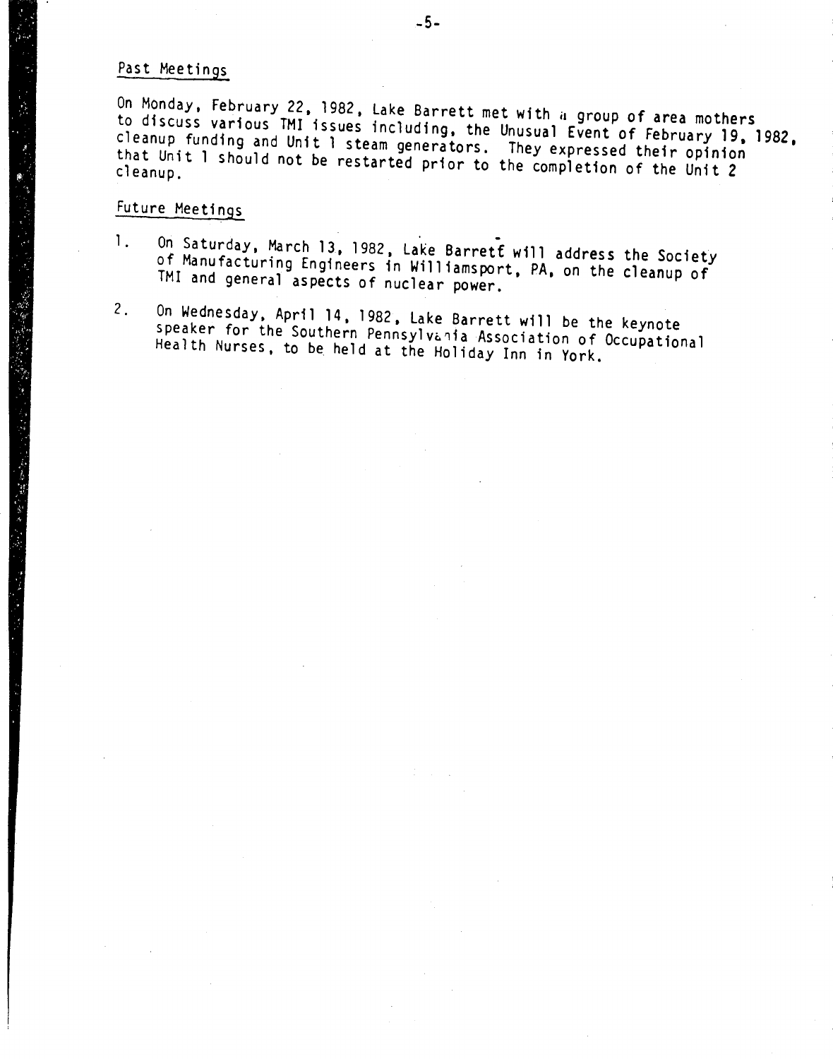## Past Meetings

On Monday, February 22, 1982, Lake Barrett met with a group of area mothers to discuss various TMI issues including, the Unusual Event of February 19, 1982, cleanup funding and Unit 1 steam generators. They expressed their opinion that Unit 1 should not be restarted prior to the completion of the Unit 2 cleanup.

## Future Meetings

1. On Saturday, March 13, 1982, Lake Barrett will address the Society of Manufacturing Engineers in Williamsport, PA, on the cleanup of TMI and general aspects of nuclear power.

2. On Wednesday, April 14, 1982, Lake Barrett will be the keynote speaker for the Southern Pennsylvania Association of Occupational Health Nurses, to be held at the Holiday Inn in York.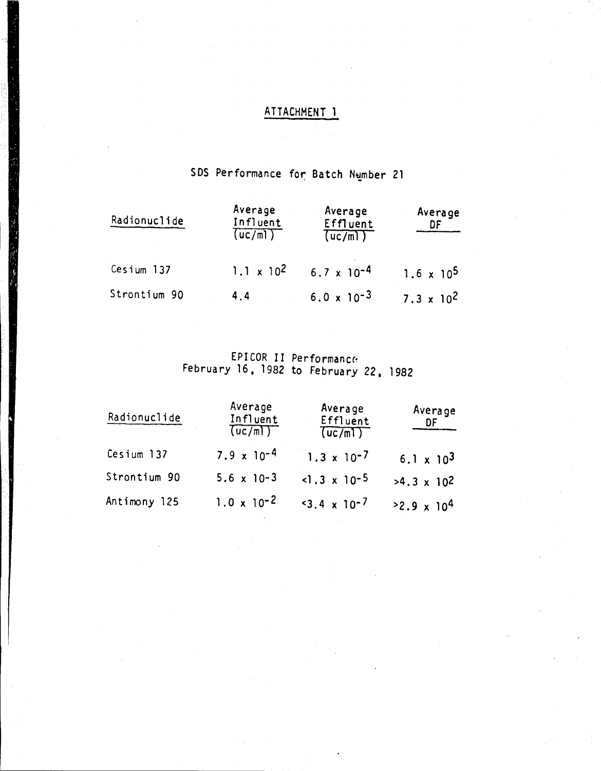# ATTACHMENT 1

## SDS Performance for Batch Number 21

| Radionuclide | Average Influent (uc/ml) | Average Effluent (uc/ml) | Average DF |
|---|---|---|---|
| Cesium 137 | $1.1 \times 10^{2}$ | $6.7 \times 10^{-4}$ | $1.6 \times 10^{5}$ |
| Strontium 90 | 4.4 | $6.0 \times 10^{-3}$ | $7.3 \times 10^{2}$ |

## EPICOR II Performance
## February 16, 1982 to February 22, 1982

| Radionuclide | Average Influent (uc/ml) | Average Effluent (uc/ml) | Average DF |
|---|---|---|---|
| Cesium 137 | $7.9 \times 10^{-4}$ | $1.3 \times 10^{-7}$ | $6.1 \times 10^{3}$ |
| Strontium 90 | $5.6 \times 10^{-3}$ | $<1.3 \times 10^{-5}$ | $>4.3 \times 10^{2}$ |
| Antimony 125 | $1.0 \times 10^{-2}$ | $<3.4 \times 10^{-7}$ | $>2.9 \times 10^{4}$ |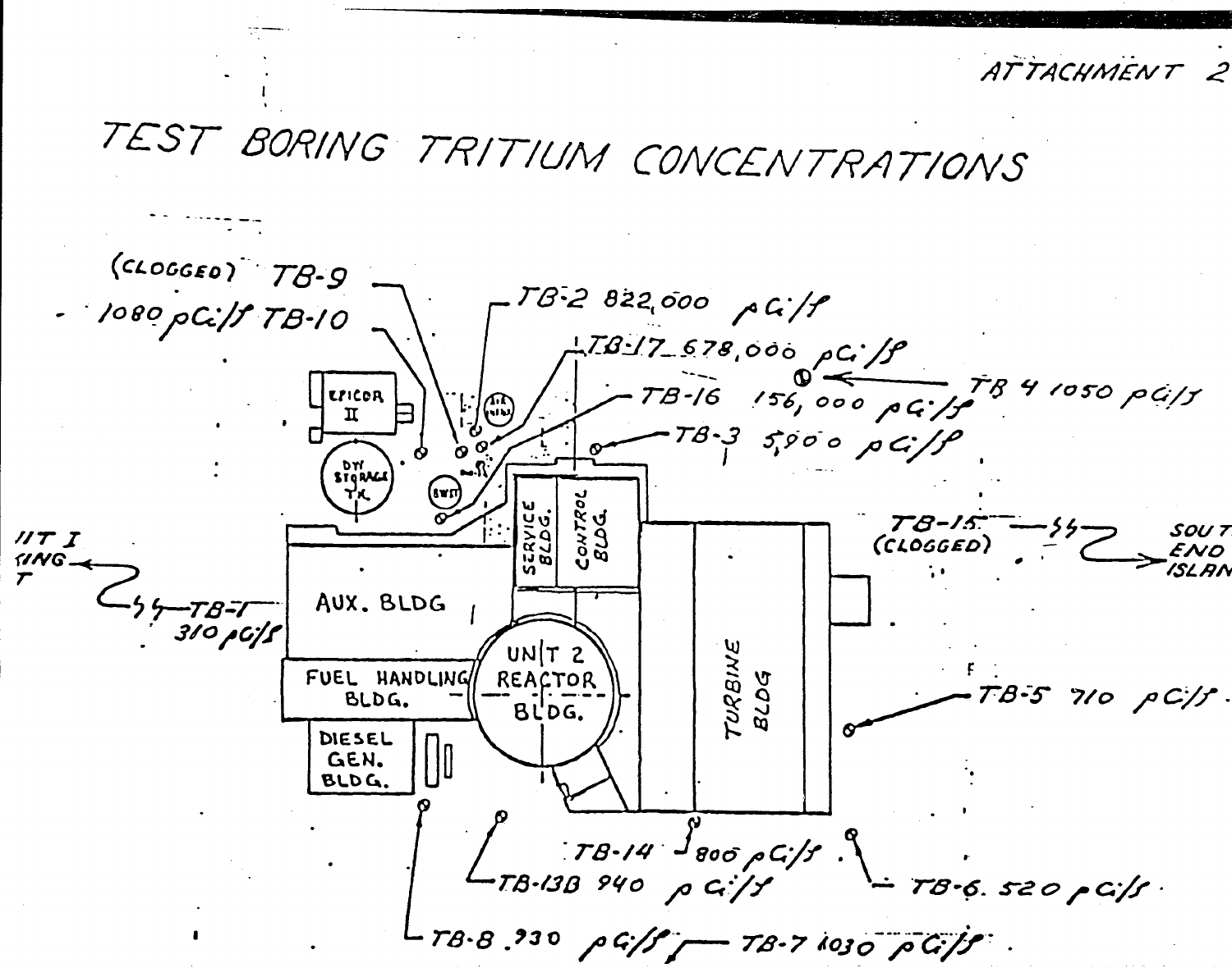ATTACHMENT 2

# TEST BORING TRITIUM CONCENTRATIONS

(CLOGGED) TB-9

1080 pCi/l TB-10

TB-2 822,000 pCi/l

TB-17 678,000 pCi/l

TB-16 156,000 pCi/l

TB 4 1050 pCi/l

TB-3 5,900 pCi/l

TB-15 (CLOGGED)

SOUTH END ISLAND

UNIT I ... ING ... T

TB-1 310 pCi/l

EPICOR II

DW STORAGE TK

BWST

AUX. BLDG

SERVICE BLDG.

CONTROL BLDG.

FUEL HANDLING BLDG.

UNIT 2 REACTOR BLDG.

TURBINE BLDG

DIESEL GEN. BLDG.

TB-5 710 pCi/l

TB-14 800 pCi/l

TB-13B 940 pCi/l

TB-6 520 pCi/l

TB-8 930 pCi/l

TB-7 1030 pCi/l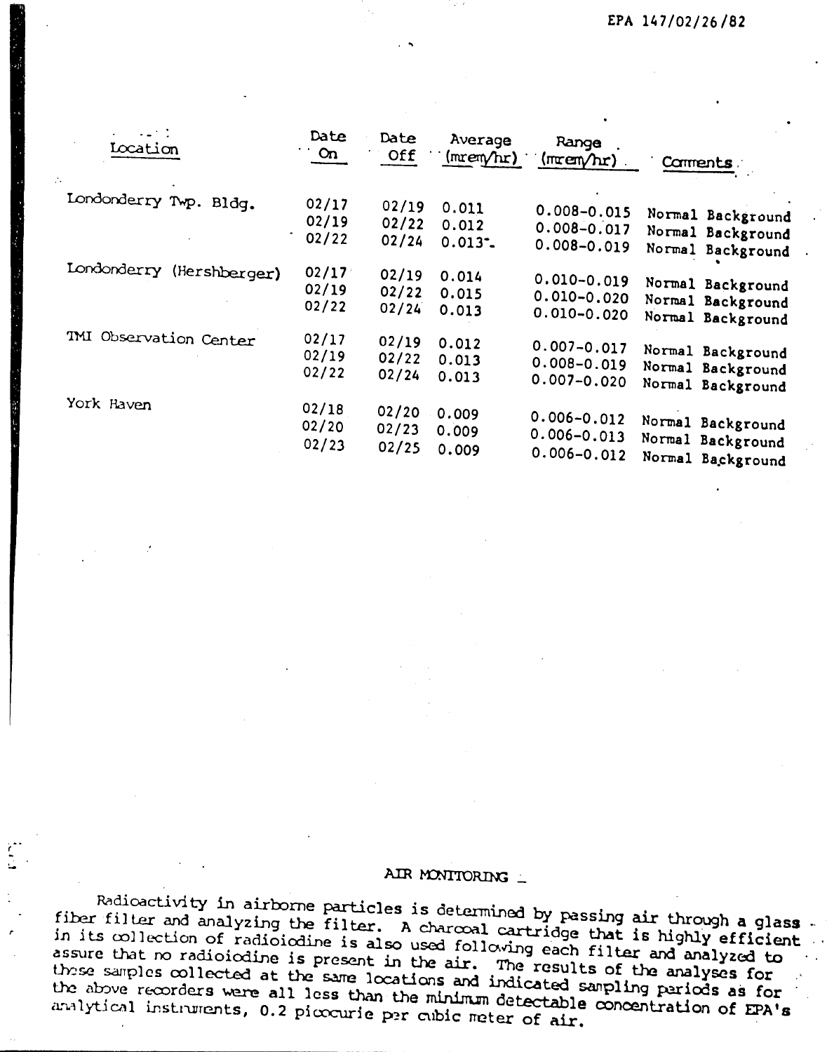EPA 147/02/26/82

| Location | Date On | Date Off | Average (mrem/hr) | Range (mrem/hr) | Comments |
|---|---|---|---|---|---|
| Londonderry Twp. Bldg. | 02/17 | 02/19 | 0.011 | 0.008-0.015 | Normal Background |
| | 02/19 | 02/22 | 0.012 | 0.008-0.017 | Normal Background |
| | 02/22 | 02/24 | 0.013 | 0.008-0.019 | Normal Background |
| Londonderry (Hershberger) | 02/17 | 02/19 | 0.014 | 0.010-0.019 | Normal Background |
| | 02/19 | 02/22 | 0.015 | 0.010-0.020 | Normal Background |
| | 02/22 | 02/24 | 0.013 | 0.010-0.020 | Normal Background |
| TMI Observation Center | 02/17 | 02/19 | 0.012 | 0.007-0.017 | Normal Background |
| | 02/19 | 02/22 | 0.013 | 0.008-0.019 | Normal Background |
| | 02/22 | 02/24 | 0.013 | 0.007-0.020 | Normal Background |
| York Haven | 02/18 | 02/20 | 0.009 | 0.006-0.012 | Normal Background |
| | 02/20 | 02/23 | 0.009 | 0.006-0.013 | Normal Background |
| | 02/23 | 02/25 | 0.009 | 0.006-0.012 | Normal Background |

## AIR MONITORING

Radioactivity in airborne particles is determined by passing air through a glass fiber filter and analyzing the filter. A charcoal cartridge that is highly efficient in its collection of radioiodine is also used following each filter and analyzed to assure that no radioiodine is present in the air. The results of the analyses for these samples collected at the same locations and indicated sampling periods as for the above recorders were all less than the minimum detectable concentration of EPA's analytical instruments, 0.2 picocurie per cubic meter of air.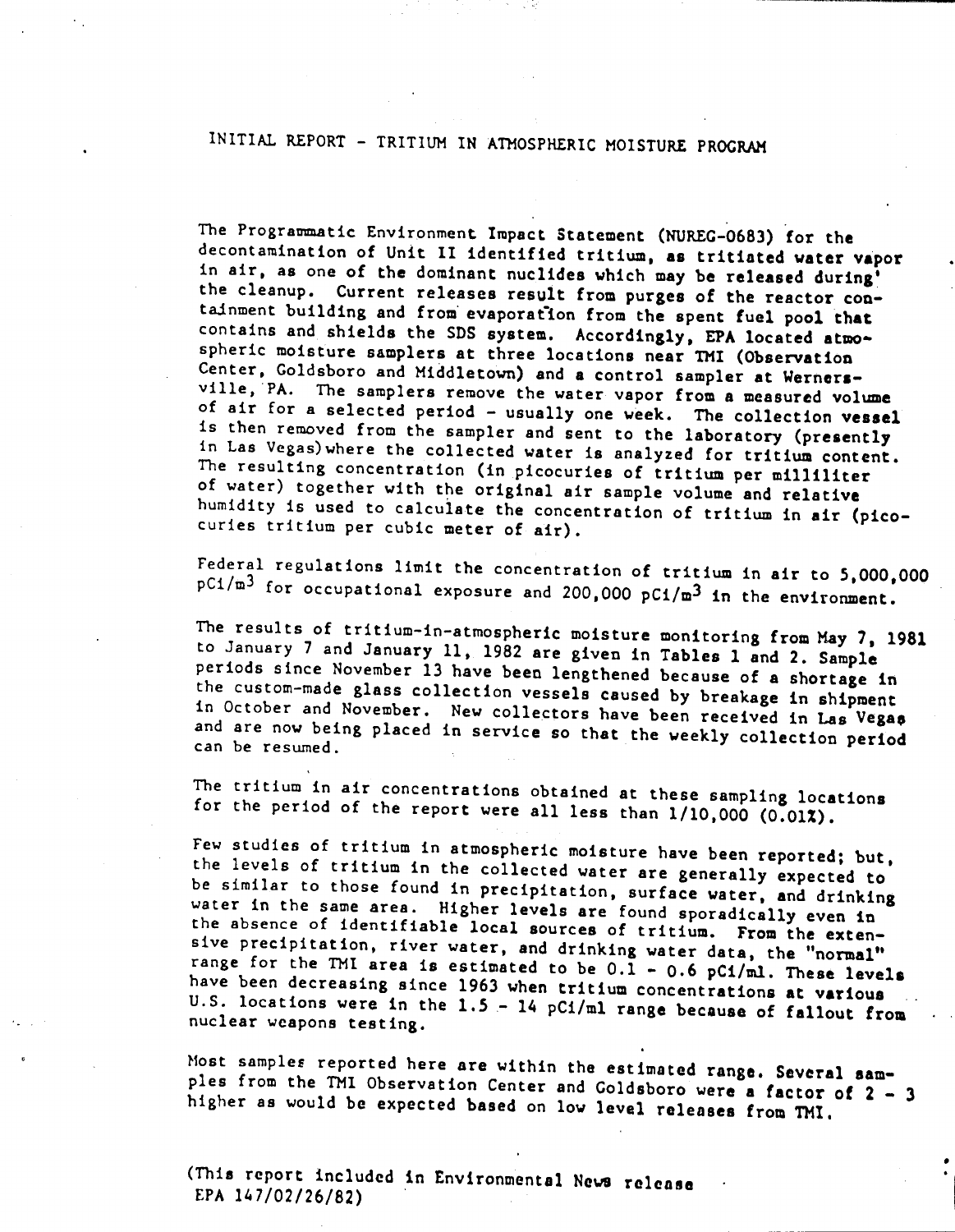# INITIAL REPORT - TRITIUM IN ATMOSPHERIC MOISTURE PROGRAM

The Programmatic Environment Impact Statement (NUREG-0683) for the decontamination of Unit II identified tritium, as tritiated water vapor in air, as one of the dominant nuclides which may be released during the cleanup. Current releases result from purges of the reactor containment building and from evaporation from the spent fuel pool that contains and shields the SDS system. Accordingly, EPA located atmospheric moisture samplers at three locations near TMI (Observation Center, Goldsboro and Middletown) and a control sampler at Wernersville, PA. The samplers remove the water vapor from a measured volume of air for a selected period - usually one week. The collection vessel is then removed from the sampler and sent to the laboratory (presently in Las Vegas) where the collected water is analyzed for tritium content. The resulting concentration (in picocuries of tritium per milliliter of water) together with the original air sample volume and relative humidity is used to calculate the concentration of tritium in air (picocuries tritium per cubic meter of air).

Federal regulations limit the concentration of tritium in air to 5,000,000 $pCi/m^3$ for occupational exposure and 200,000 $pCi/m^3$ in the environment.

The results of tritium-in-atmospheric moisture monitoring from May 7, 1981 to January 7 and January 11, 1982 are given in Tables 1 and 2. Sample periods since November 13 have been lengthened because of a shortage in the custom-made glass collection vessels caused by breakage in shipment in October and November. New collectors have been received in Las Vegas and are now being placed in service so that the weekly collection period can be resumed.

The tritium in air concentrations obtained at these sampling locations for the period of the report were all less than 1/10,000 (0.01%).

Few studies of tritium in atmospheric moisture have been reported; but, the levels of tritium in the collected water are generally expected to be similar to those found in precipitation, surface water, and drinking water in the same area. Higher levels are found sporadically even in the absence of identifiable local sources of tritium. From the extensive precipitation, river water, and drinking water data, the "normal" range for the TMI area is estimated to be 0.1 - 0.6 pCi/ml. These levels have been decreasing since 1963 when tritium concentrations at various U.S. locations were in the 1.5 - 14 pCi/ml range because of fallout from nuclear weapons testing.

Most samples reported here are within the estimated range. Several samples from the TMI Observation Center and Goldsboro were a factor of 2 - 3 higher as would be expected based on low level releases from TMI.

(This report included in Environmental News release EPA 147/02/26/82)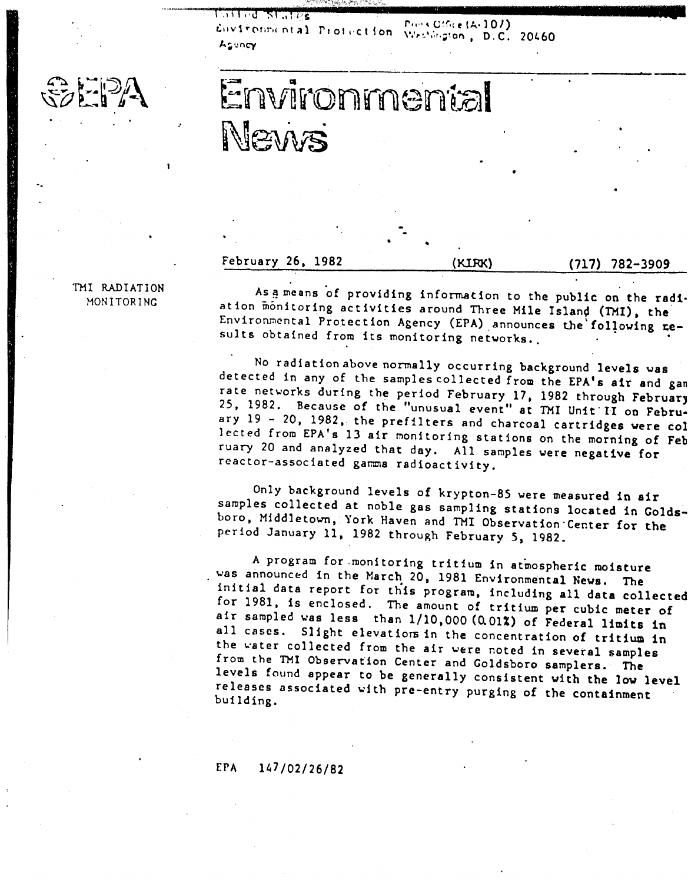United States
Environmental Protection Agency

Press Office (A-107)
Washington, D.C. 20460

EPA

# Environmental News

February 26, 1982 (KIRK) (717) 782-3909

**TMI RADIATION MONITORING**

As a means of providing information to the public on the radiation monitoring activities around Three Mile Island (TMI), the Environmental Protection Agency (EPA) announces the following results obtained from its monitoring networks.

No radiation above normally occurring background levels was detected in any of the samples collected from the EPA's air and gamma rate networks during the period February 17, 1982 through February 25, 1982. Because of the "unusual event" at TMI Unit II on February 19 - 20, 1982, the prefilters and charcoal cartridges were collected from EPA's 13 air monitoring stations on the morning of February 20 and analyzed that day. All samples were negative for reactor-associated gamma radioactivity.

Only background levels of krypton-85 were measured in air samples collected at noble gas sampling stations located in Goldsboro, Middletown, York Haven and TMI Observation Center for the period January 11, 1982 through February 5, 1982.

A program for monitoring tritium in atmospheric moisture was announced in the March 20, 1981 Environmental News. The initial data report for this program, including all data collected for 1981, is enclosed. The amount of tritium per cubic meter of air sampled was less than 1/10,000 (0.01%) of Federal limits in all cases. Slight elevations in the concentration of tritium in the water collected from the air were noted in several samples from the TMI Observation Center and Goldsboro samplers. The levels found appear to be generally consistent with the low level releases associated with pre-entry purging of the containment building.

EPA 147/02/26/82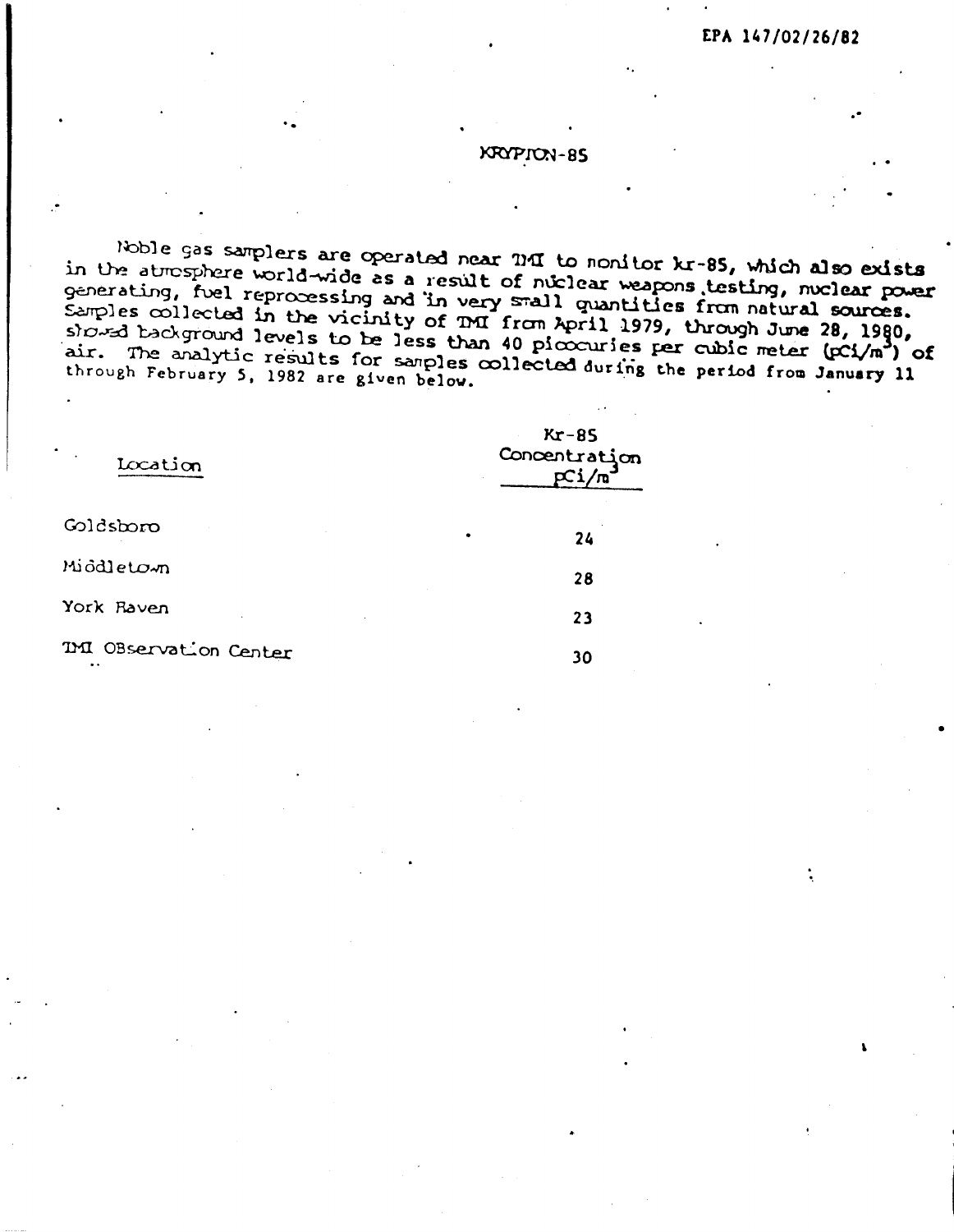EPA 147/02/26/82

## KRYPTON-85

Noble gas samplers are operated near TMI to monitor Kr-85, which also exists in the atmosphere world-wide as a result of nuclear weapons testing, nuclear power generating, fuel reprocessing and in very small quantities from natural sources. Samples collected in the vicinity of TMI from April 1979, through June 28, 1980, showed background levels to be less than 40 picocuries per cubic meter ($pCi/m^3$) of air. The analytic results for samples collected during the period from January 11 through February 5, 1982 are given below.

| Location | Kr-85 Concentration $pCi/m^3$ |
|---|---|
| Goldsboro | 24 |
| Middletown | 28 |
| York Haven | 23 |
| TMI Observation Center | 30 |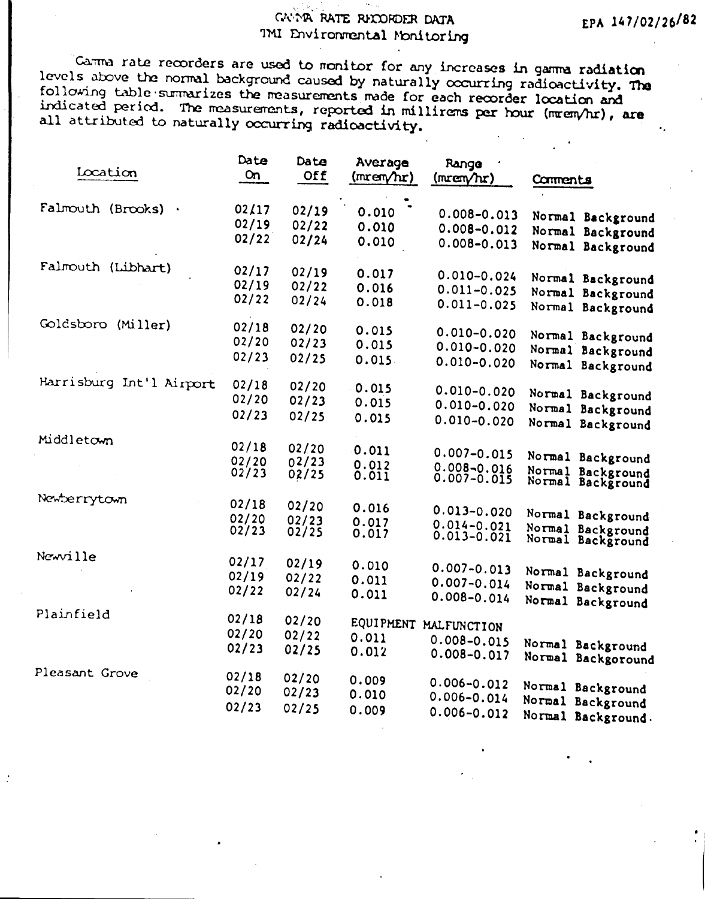EPA 147/02/26/82

# GAMMA RATE RECORDER DATA
## TMI Environmental Monitoring

Gamma rate recorders are used to monitor for any increases in gamma radiation levels above the normal background caused by naturally occurring radioactivity. The following table summarizes the measurements made for each recorder location and indicated period. The measurements, reported in millirems per hour (mrem/hr), are all attributed to naturally occurring radioactivity.

| Location | Date On | Date Off | Average (mrem/hr) | Range (mrem/hr) | Comments |
|---|---|---|---|---|---|
| Falmouth (Brooks) | 02/17 | 02/19 | 0.010 | 0.008-0.013 | Normal Background |
| | 02/19 | 02/22 | 0.010 | 0.008-0.012 | Normal Background |
| | 02/22 | 02/24 | 0.010 | 0.008-0.013 | Normal Background |
| Falmouth (Libhart) | 02/17 | 02/19 | 0.017 | 0.010-0.024 | Normal Background |
| | 02/19 | 02/22 | 0.016 | 0.011-0.025 | Normal Background |
| | 02/22 | 02/24 | 0.018 | 0.011-0.025 | Normal Background |
| Goldsboro (Miller) | 02/18 | 02/20 | 0.015 | 0.010-0.020 | Normal Background |
| | 02/20 | 02/23 | 0.015 | 0.010-0.020 | Normal Background |
| | 02/23 | 02/25 | 0.015 | 0.010-0.020 | Normal Background |
| Harrisburg Int'l Airport | 02/18 | 02/20 | 0.015 | 0.010-0.020 | Normal Background |
| | 02/20 | 02/23 | 0.015 | 0.010-0.020 | Normal Background |
| | 02/23 | 02/25 | 0.015 | 0.010-0.020 | Normal Background |
| Middletown | 02/18 | 02/20 | 0.011 | 0.007-0.015 | Normal Background |
| | 02/20 | 02/23 | 0.012 | 0.008-0.016 | Normal Background |
| | 02/23 | 02/25 | 0.011 | 0.007-0.015 | Normal Background |
| Newberrytown | 02/18 | 02/20 | 0.016 | 0.013-0.020 | Normal Background |
| | 02/20 | 02/23 | 0.017 | 0.014-0.021 | Normal Background |
| | 02/23 | 02/25 | 0.017 | 0.013-0.021 | Normal Background |
| Newville | 02/17 | 02/19 | 0.010 | 0.007-0.013 | Normal Background |
| | 02/19 | 02/22 | 0.011 | 0.007-0.014 | Normal Background |
| | 02/22 | 02/24 | 0.011 | 0.008-0.014 | Normal Background |
| Plainfield | 02/18 | 02/20 | EQUIPMENT MALFUNCTION | | |
| | 02/20 | 02/22 | 0.011 | 0.008-0.015 | Normal Background |
| | 02/23 | 02/25 | 0.012 | 0.008-0.017 | Normal Backgoround |
| Pleasant Grove | 02/18 | 02/20 | 0.009 | 0.006-0.012 | Normal Background |
| | 02/20 | 02/23 | 0.010 | 0.006-0.014 | Normal Background |
| | 02/23 | 02/25 | 0.009 | 0.006-0.012 | Normal Background. |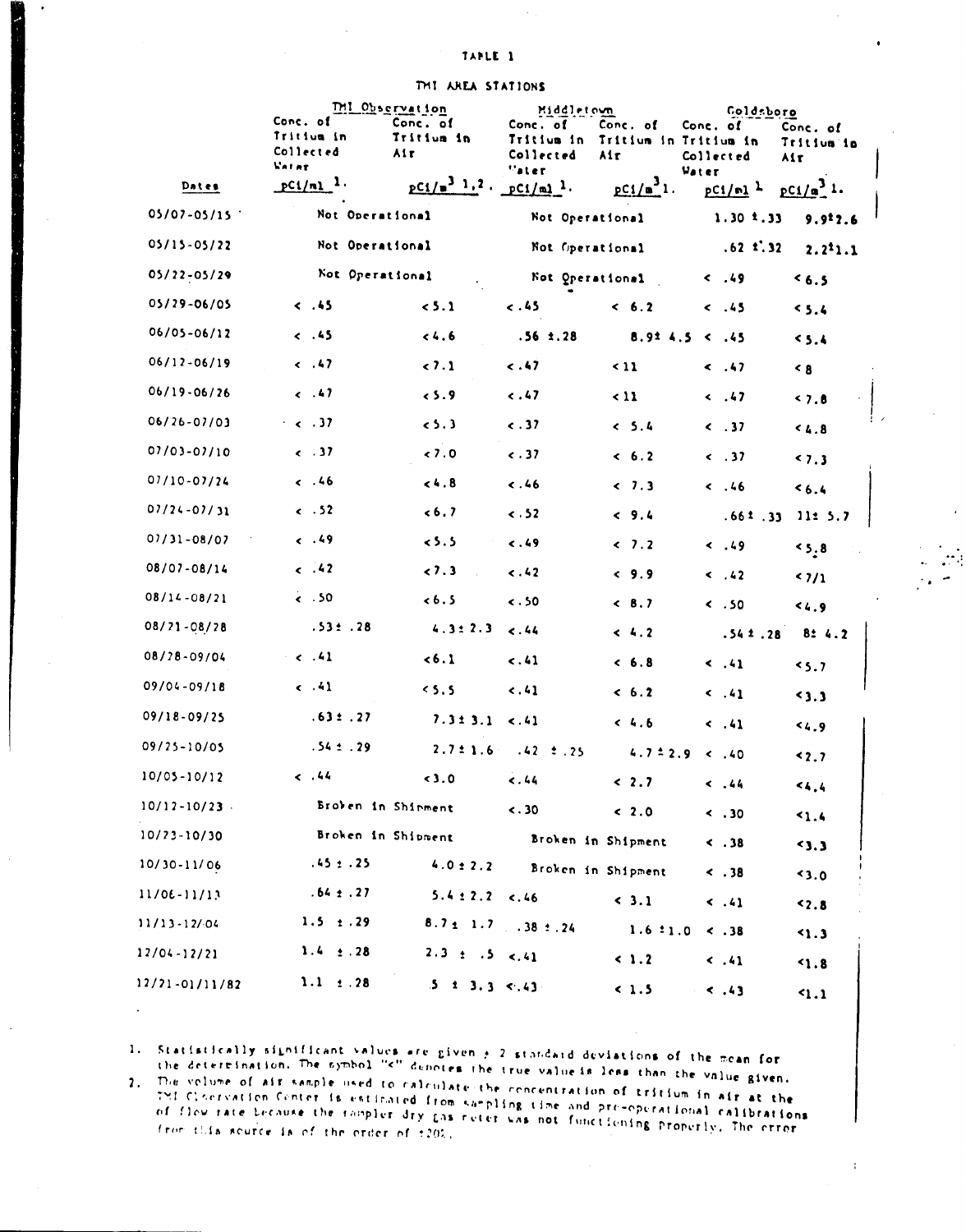TABLE 1

TMI AREA STATIONS

| Dates | TMI Observation | | Middletown | | Goldsboro | |
|---|---|---|---|---|---|---|
| | Conc. of Tritium in Collected Water pCi/ml [1] | Conc. of Tritium in Air pCi/m³ [1,2] | Conc. of Tritium in Collected Water pCi/ml [1] | Conc. of Tritium in Air pCi/m³ [1] | Conc. of Tritium in Collected Water pCi/ml [1] | Conc. of Tritium in Air pCi/m³ [1] |
| 05/07-05/15 | Not Operational | | Not Operational | | 1.30 ±.33 | 9.9±2.6 |
| 05/15-05/22 | Not Operational | | Not Operational | | .62 ±.32 | 2.2±1.1 |
| 05/22-05/29 | Not Operational | | Not Operational | | < .49 | <6.5 |
| 05/29-06/05 | < .45 | <5.1 | <.45 | < 6.2 | < .45 | <5.4 |
| 06/05-06/12 | < .45 | <4.6 | .56 ±.28 | 8.9± 4.5 | < .45 | <5.4 |
| 06/12-06/19 | < .47 | <7.1 | <.47 | <11 | < .47 | <8 |
| 06/19-06/26 | < .47 | <5.9 | <.47 | <11 | < .47 | <7.8 |
| 06/26-07/03 | < .37 | <5.3 | <.37 | < 5.4 | < .37 | <4.8 |
| 07/03-07/10 | < .37 | <7.0 | <.37 | < 6.2 | < .37 | <7.3 |
| 07/10-07/24 | < .46 | <4.8 | <.46 | < 7.3 | < .46 | <6.4 |
| 07/24-07/31 | < .52 | <6.7 | <.52 | < 9.4 | .66± .33 | 11± 5.7 |
| 07/31-08/07 | < .49 | <5.5 | <.49 | < 7.2 | < .49 | <5.8 |
| 08/07-08/14 | < .42 | <7.3 | <.42 | < 9.9 | < .42 | <7/1 |
| 08/14-08/21 | < .50 | <6.5 | <.50 | < 8.7 | < .50 | <4.9 |
| 08/21-08/28 | .53± .28 | 4.3± 2.3 | <.44 | < 4.2 | .54 ± .28 | 8± 4.2 |
| 08/28-09/04 | < .41 | <6.1 | <.41 | < 6.8 | < .41 | <5.7 |
| 09/04-09/18 | < .41 | <5.5 | <.41 | < 6.2 | < .41 | <3.3 |
| 09/18-09/25 | .63± .27 | 7.3± 3.1 | <.41 | < 4.6 | < .41 | <4.9 |
| 09/25-10/05 | .54 ± .29 | 2.7± 1.6 | .42 ± .25 | 4.7 ± 2.9 | < .40 | <2.7 |
| 10/05-10/12 | < .44 | <3.0 | <.44 | < 2.7 | < .44 | <4.4 |
| 10/12-10/23 | Broken in Shipment | | <.30 | < 2.0 | < .30 | <1.4 |
| 10/23-10/30 | Broken in Shipment | | Broken in Shipment | | < .38 | <3.3 |
| 10/30-11/06 | .45 ± .25 | 4.0 ± 2.2 | Broken in Shipment | | < .38 | <3.0 |
| 11/06-11/13 | .64 ± .27 | 5.4 ± 2.2 | <.46 | < 3.1 | < .41 | <2.8 |
| 11/13-12/04 | 1.5 ± .29 | 8.7± 1.7 | .38 ± .24 | 1.6 ±1.0 | < .38 | <1.3 |
| 12/04-12/21 | 1.4 ± .28 | 2.3 ± .5 | <.41 | < 1.2 | < .41 | <1.8 |
| 12/21-01/11/82 | 1.1 ± .28 | 5 ± 3.3 | <.43 | < 1.5 | < .43 | <1.1 |

1. Statistically significant values are given ± 2 standard deviations of the mean for the determination. The symbol "<" denotes the true value is less than the value given.
2. The volume of air sample used to calculate the concentration of tritium in air at the TMI Observation Center is estimated from sampling time and pre-operational calibrations of flow rate because the sampler dry gas meter was not functioning properly. The error from this source is of the order of ±20%.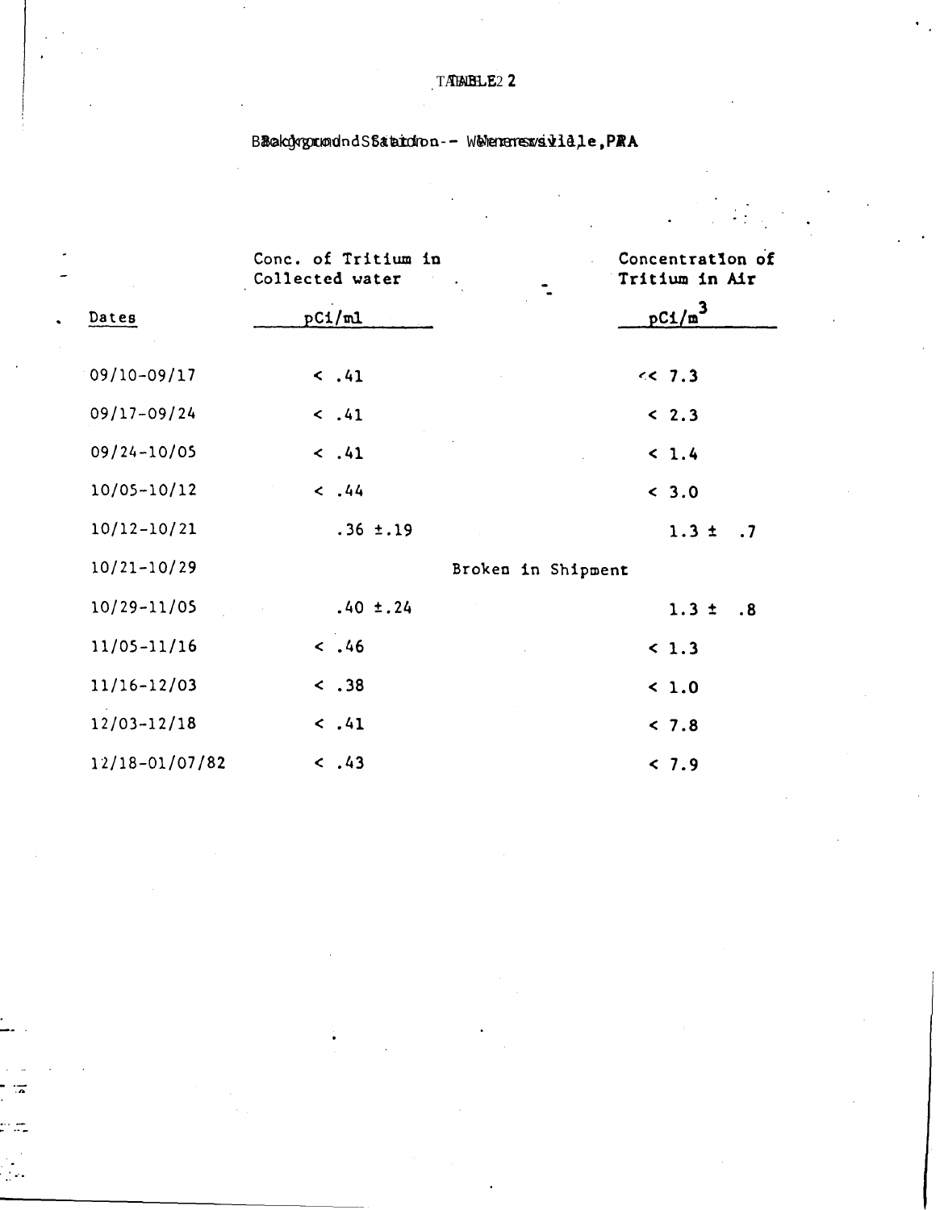TABLE 2

Background Station -- Wernersville, PA

| Dates | Conc. of Tritium in Collected water pCi/ml | Concentration of Tritium in Air $pCi/m^3$ |
|---|---|---|
| 09/10-09/17 | < .41 | << 7.3 |
| 09/17-09/24 | < .41 | < 2.3 |
| 09/24-10/05 | < .41 | < 1.4 |
| 10/05-10/12 | < .44 | < 3.0 |
| 10/12-10/21 | .36 ±.19 | 1.3 ± .7 |
| 10/21-10/29 | Broken in Shipment | |
| 10/29-11/05 | .40 ±.24 | 1.3 ± .8 |
| 11/05-11/16 | < .46 | < 1.3 |
| 11/16-12/03 | < .38 | < 1.0 |
| 12/03-12/18 | < .41 | < 7.8 |
| 12/18-01/07/82 | < .43 | < 7.9 |